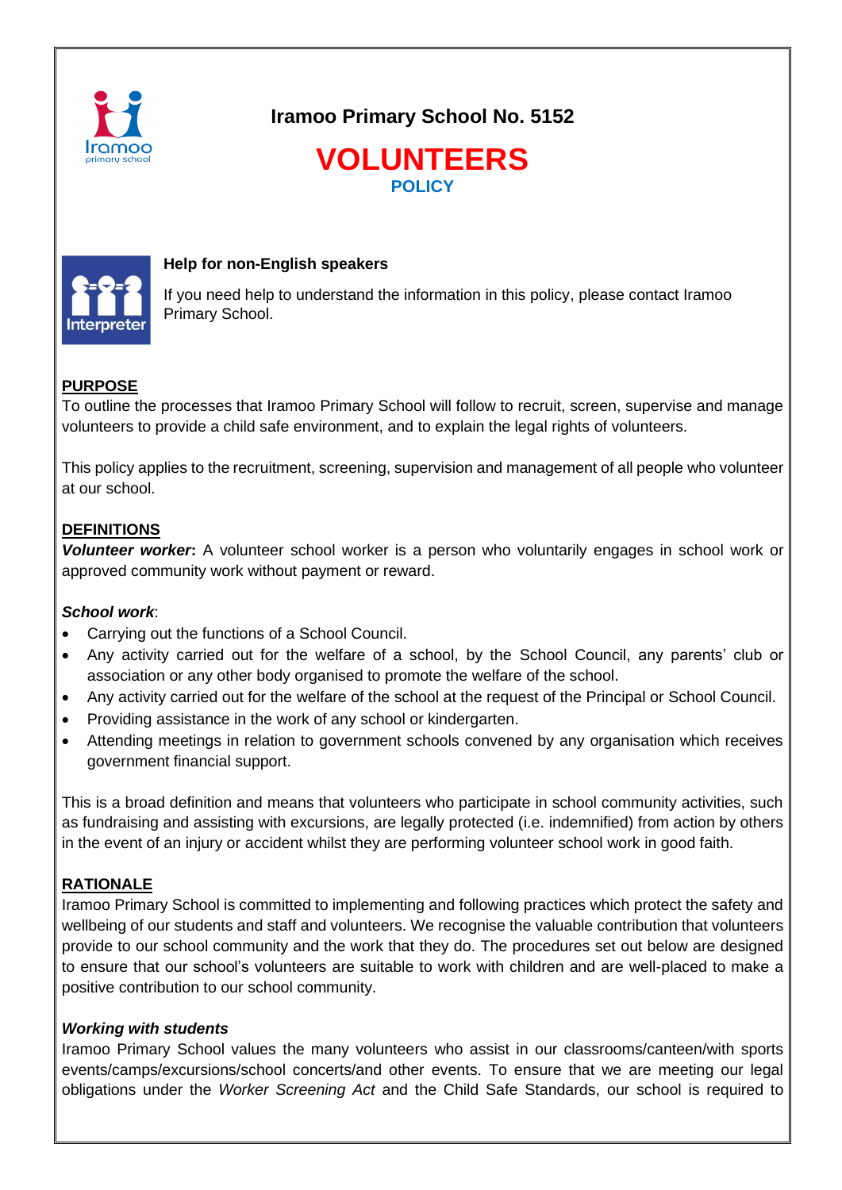# Iramoo Primary School No. 5152

# VOLUNTEERS

## POLICY

**Help for non-English speakers**

If you need help to understand the information in this policy, please contact Iramoo Primary School.

## PURPOSE

To outline the processes that Iramoo Primary School will follow to recruit, screen, supervise and manage volunteers to provide a child safe environment, and to explain the legal rights of volunteers.

This policy applies to the recruitment, screening, supervision and management of all people who volunteer at our school.

## DEFINITIONS

***Volunteer worker*:** A volunteer school worker is a person who voluntarily engages in school work or approved community work without payment or reward.

***School work***:

- Carrying out the functions of a School Council.
- Any activity carried out for the welfare of a school, by the School Council, any parents' club or association or any other body organised to promote the welfare of the school.
- Any activity carried out for the welfare of the school at the request of the Principal or School Council.
- Providing assistance in the work of any school or kindergarten.
- Attending meetings in relation to government schools convened by any organisation which receives government financial support.

This is a broad definition and means that volunteers who participate in school community activities, such as fundraising and assisting with excursions, are legally protected (i.e. indemnified) from action by others in the event of an injury or accident whilst they are performing volunteer school work in good faith.

## RATIONALE

Iramoo Primary School is committed to implementing and following practices which protect the safety and wellbeing of our students and staff and volunteers. We recognise the valuable contribution that volunteers provide to our school community and the work that they do. The procedures set out below are designed to ensure that our school's volunteers are suitable to work with children and are well-placed to make a positive contribution to our school community.

***Working with students***

Iramoo Primary School values the many volunteers who assist in our classrooms/canteen/with sports events/camps/excursions/school concerts/and other events. To ensure that we are meeting our legal obligations under the *Worker Screening Act* and the Child Safe Standards, our school is required to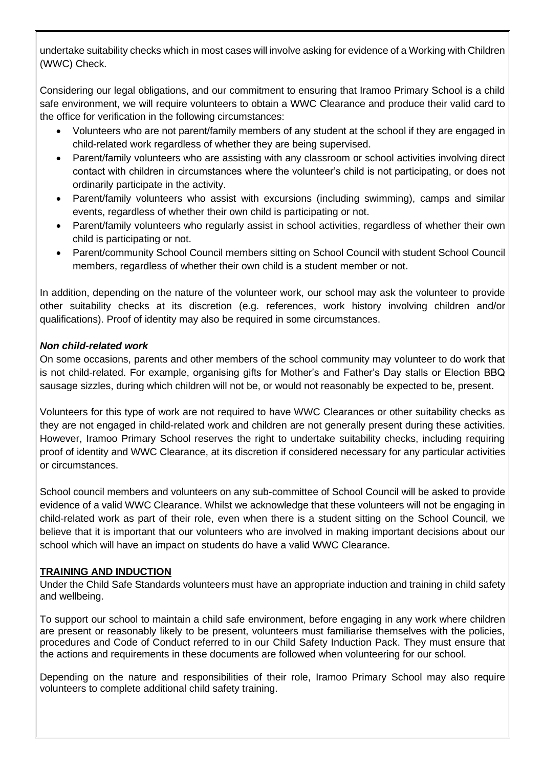undertake suitability checks which in most cases will involve asking for evidence of a Working with Children (WWC) Check.

Considering our legal obligations, and our commitment to ensuring that Iramoo Primary School is a child safe environment, we will require volunteers to obtain a WWC Clearance and produce their valid card to the office for verification in the following circumstances:

- Volunteers who are not parent/family members of any student at the school if they are engaged in child-related work regardless of whether they are being supervised.
- Parent/family volunteers who are assisting with any classroom or school activities involving direct contact with children in circumstances where the volunteer's child is not participating, or does not ordinarily participate in the activity.
- Parent/family volunteers who assist with excursions (including swimming), camps and similar events, regardless of whether their own child is participating or not.
- Parent/family volunteers who regularly assist in school activities, regardless of whether their own child is participating or not.
- Parent/community School Council members sitting on School Council with student School Council members, regardless of whether their own child is a student member or not.

In addition, depending on the nature of the volunteer work, our school may ask the volunteer to provide other suitability checks at its discretion (e.g. references, work history involving children and/or qualifications). Proof of identity may also be required in some circumstances.

***Non child-related work***

On some occasions, parents and other members of the school community may volunteer to do work that is not child-related. For example, organising gifts for Mother's and Father's Day stalls or Election BBQ sausage sizzles, during which children will not be, or would not reasonably be expected to be, present.

Volunteers for this type of work are not required to have WWC Clearances or other suitability checks as they are not engaged in child-related work and children are not generally present during these activities. However, Iramoo Primary School reserves the right to undertake suitability checks, including requiring proof of identity and WWC Clearance, at its discretion if considered necessary for any particular activities or circumstances.

School council members and volunteers on any sub-committee of School Council will be asked to provide evidence of a valid WWC Clearance. Whilst we acknowledge that these volunteers will not be engaging in child-related work as part of their role, even when there is a student sitting on the School Council, we believe that it is important that our volunteers who are involved in making important decisions about our school which will have an impact on students do have a valid WWC Clearance.

**TRAINING AND INDUCTION**

Under the Child Safe Standards volunteers must have an appropriate induction and training in child safety and wellbeing.

To support our school to maintain a child safe environment, before engaging in any work where children are present or reasonably likely to be present, volunteers must familiarise themselves with the policies, procedures and Code of Conduct referred to in our Child Safety Induction Pack. They must ensure that the actions and requirements in these documents are followed when volunteering for our school.

Depending on the nature and responsibilities of their role, Iramoo Primary School may also require volunteers to complete additional child safety training.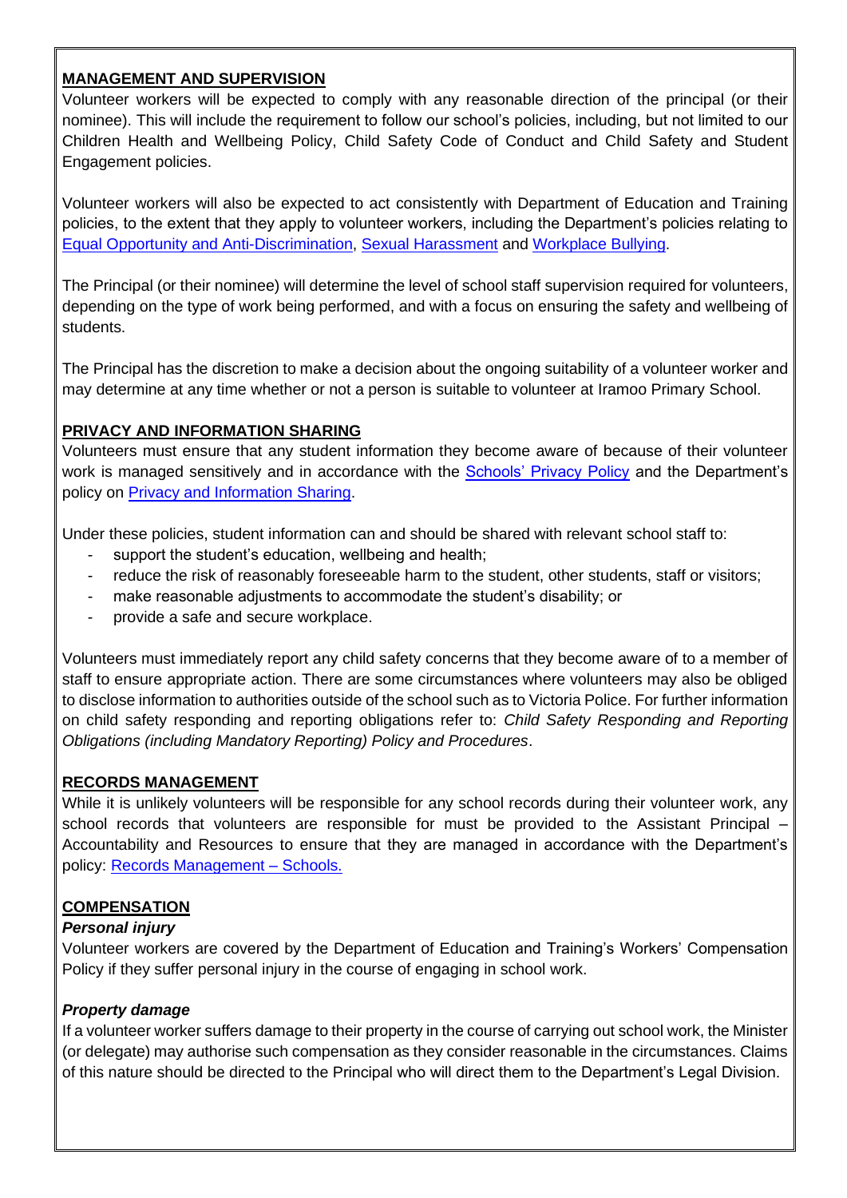## MANAGEMENT AND SUPERVISION

Volunteer workers will be expected to comply with any reasonable direction of the principal (or their nominee). This will include the requirement to follow our school's policies, including, but not limited to our Children Health and Wellbeing Policy, Child Safety Code of Conduct and Child Safety and Student Engagement policies.

Volunteer workers will also be expected to act consistently with Department of Education and Training policies, to the extent that they apply to volunteer workers, including the Department's policies relating to Equal Opportunity and Anti-Discrimination, Sexual Harassment and Workplace Bullying.

The Principal (or their nominee) will determine the level of school staff supervision required for volunteers, depending on the type of work being performed, and with a focus on ensuring the safety and wellbeing of students.

The Principal has the discretion to make a decision about the ongoing suitability of a volunteer worker and may determine at any time whether or not a person is suitable to volunteer at Iramoo Primary School.

## PRIVACY AND INFORMATION SHARING

Volunteers must ensure that any student information they become aware of because of their volunteer work is managed sensitively and in accordance with the Schools' Privacy Policy and the Department's policy on Privacy and Information Sharing.

Under these policies, student information can and should be shared with relevant school staff to:

- support the student's education, wellbeing and health;
- reduce the risk of reasonably foreseeable harm to the student, other students, staff or visitors;
- make reasonable adjustments to accommodate the student's disability; or
- provide a safe and secure workplace.

Volunteers must immediately report any child safety concerns that they become aware of to a member of staff to ensure appropriate action. There are some circumstances where volunteers may also be obliged to disclose information to authorities outside of the school such as to Victoria Police. For further information on child safety responding and reporting obligations refer to: *Child Safety Responding and Reporting Obligations (including Mandatory Reporting) Policy and Procedures*.

## RECORDS MANAGEMENT

While it is unlikely volunteers will be responsible for any school records during their volunteer work, any school records that volunteers are responsible for must be provided to the Assistant Principal – Accountability and Resources to ensure that they are managed in accordance with the Department's policy: Records Management – Schools.

## COMPENSATION

### *Personal injury*

Volunteer workers are covered by the Department of Education and Training's Workers' Compensation Policy if they suffer personal injury in the course of engaging in school work.

### *Property damage*

If a volunteer worker suffers damage to their property in the course of carrying out school work, the Minister (or delegate) may authorise such compensation as they consider reasonable in the circumstances. Claims of this nature should be directed to the Principal who will direct them to the Department's Legal Division.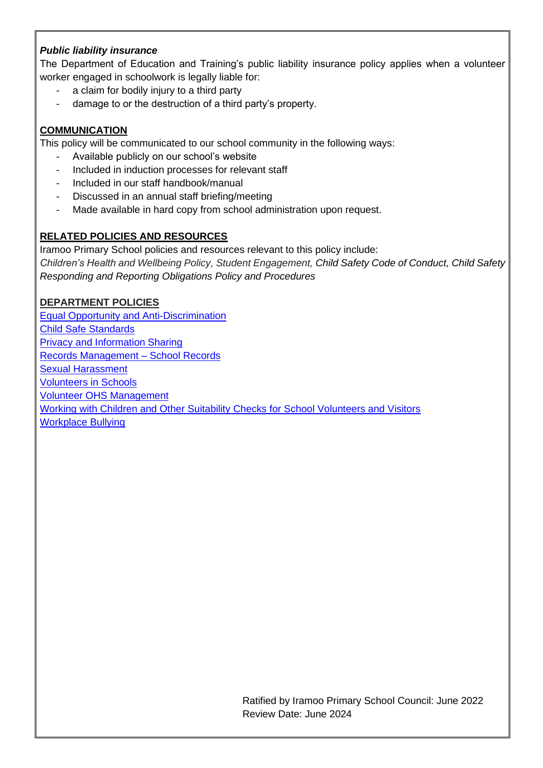***Public liability insurance***

The Department of Education and Training's public liability insurance policy applies when a volunteer worker engaged in schoolwork is legally liable for:

- a claim for bodily injury to a third party
- damage to or the destruction of a third party's property.

## COMMUNICATION

This policy will be communicated to our school community in the following ways:

- Available publicly on our school's website
- Included in induction processes for relevant staff
- Included in our staff handbook/manual
- Discussed in an annual staff briefing/meeting
- Made available in hard copy from school administration upon request.

## RELATED POLICIES AND RESOURCES

Iramoo Primary School policies and resources relevant to this policy include:

*Children's Health and Wellbeing Policy, Student Engagement, Child Safety Code of Conduct, Child Safety Responding and Reporting Obligations Policy and Procedures*

## DEPARTMENT POLICIES

Equal Opportunity and Anti-Discrimination
Child Safe Standards
Privacy and Information Sharing
Records Management – School Records
Sexual Harassment
Volunteers in Schools
Volunteer OHS Management
Working with Children and Other Suitability Checks for School Volunteers and Visitors
Workplace Bullying

Ratified by Iramoo Primary School Council: June 2022
Review Date: June 2024